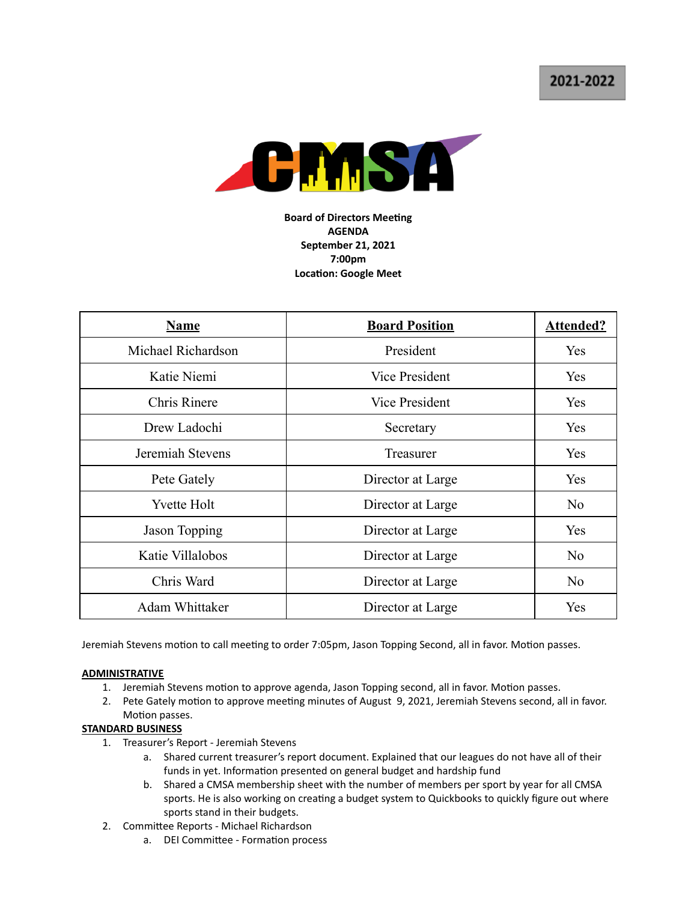2021-2022

CMSA

**Board of Directors Meeting**
**AGENDA**
**September 21, 2021**
**7:00pm**
**Location: Google Meet**

| Name | Board Position | Attended? |
|---|---|---|
| Michael Richardson | President | Yes |
| Katie Niemi | Vice President | Yes |
| Chris Rinere | Vice President | Yes |
| Drew Ladochi | Secretary | Yes |
| Jeremiah Stevens | Treasurer | Yes |
| Pete Gately | Director at Large | Yes |
| Yvette Holt | Director at Large | No |
| Jason Topping | Director at Large | Yes |
| Katie Villalobos | Director at Large | No |
| Chris Ward | Director at Large | No |
| Adam Whittaker | Director at Large | Yes |

Jeremiah Stevens motion to call meeting to order 7:05pm, Jason Topping Second, all in favor. Motion passes.

**ADMINISTRATIVE**

1. Jeremiah Stevens motion to approve agenda, Jason Topping second, all in favor. Motion passes.
2. Pete Gately motion to approve meeting minutes of August 9, 2021, Jeremiah Stevens second, all in favor. Motion passes.

**STANDARD BUSINESS**

1. Treasurer's Report - Jeremiah Stevens
   a. Shared current treasurer's report document. Explained that our leagues do not have all of their funds in yet. Information presented on general budget and hardship fund
   b. Shared a CMSA membership sheet with the number of members per sport by year for all CMSA sports. He is also working on creating a budget system to Quickbooks to quickly figure out where sports stand in their budgets.
2. Committee Reports - Michael Richardson
   a. DEI Committee - Formation process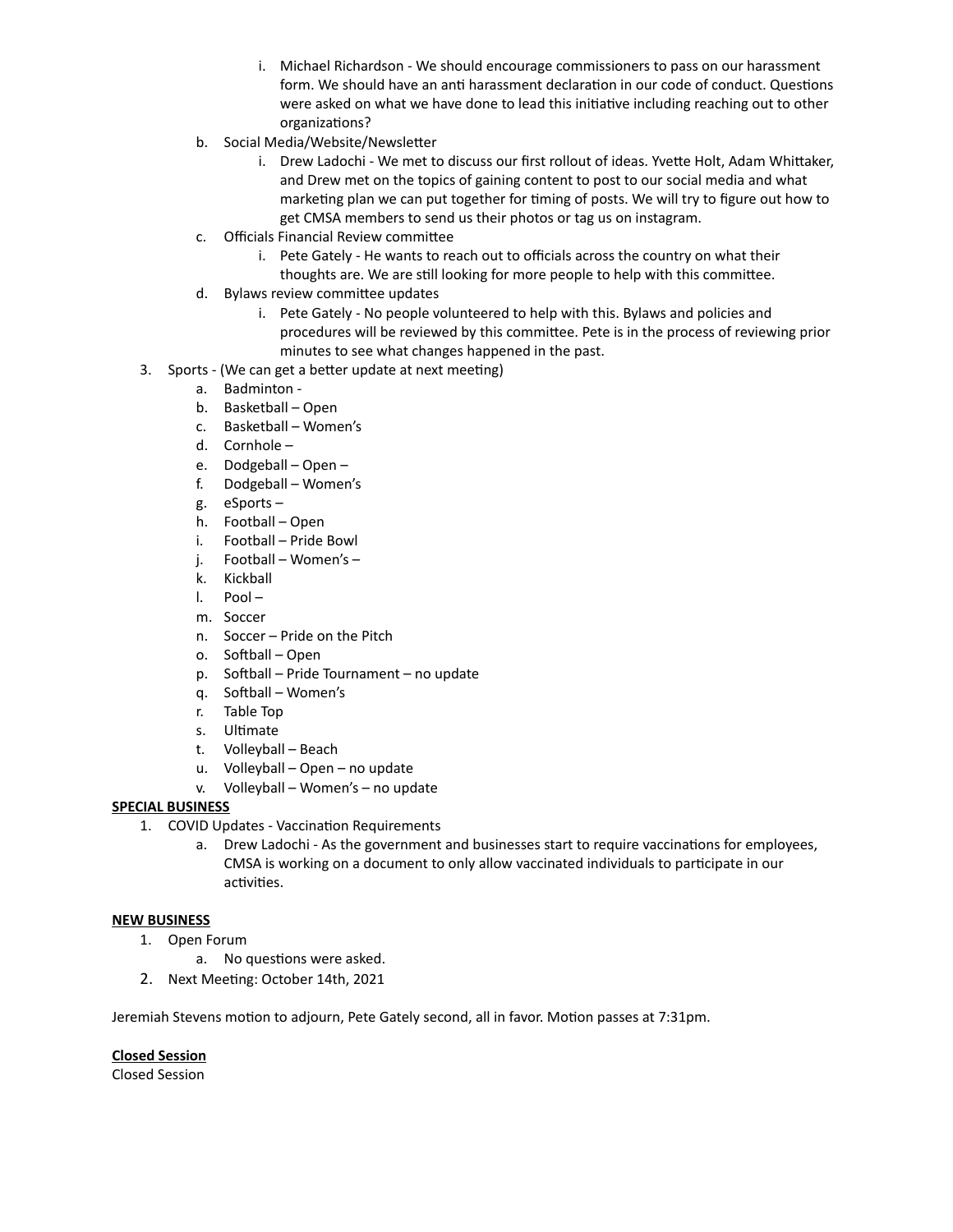i. Michael Richardson - We should encourage commissioners to pass on our harassment form. We should have an anti harassment declaration in our code of conduct. Questions were asked on what we have done to lead this initiative including reaching out to other organizations?

b. Social Media/Website/Newsletter
   i. Drew Ladochi - We met to discuss our first rollout of ideas. Yvette Holt, Adam Whittaker, and Drew met on the topics of gaining content to post to our social media and what marketing plan we can put together for timing of posts. We will try to figure out how to get CMSA members to send us their photos or tag us on instagram.

c. Officials Financial Review committee
   i. Pete Gately - He wants to reach out to officials across the country on what their thoughts are. We are still looking for more people to help with this committee.

d. Bylaws review committee updates
   i. Pete Gately - No people volunteered to help with this. Bylaws and policies and procedures will be reviewed by this committee. Pete is in the process of reviewing prior minutes to see what changes happened in the past.

3. Sports - (We can get a better update at next meeting)
   a. Badminton -
   b. Basketball – Open
   c. Basketball – Women's
   d. Cornhole –
   e. Dodgeball – Open –
   f. Dodgeball – Women's
   g. eSports –
   h. Football – Open
   i. Football – Pride Bowl
   j. Football – Women's –
   k. Kickball
   l. Pool –
   m. Soccer
   n. Soccer – Pride on the Pitch
   o. Softball – Open
   p. Softball – Pride Tournament – no update
   q. Softball – Women's
   r. Table Top
   s. Ultimate
   t. Volleyball – Beach
   u. Volleyball – Open – no update
   v. Volleyball – Women's – no update

**SPECIAL BUSINESS**

1. COVID Updates - Vaccination Requirements
   a. Drew Ladochi - As the government and businesses start to require vaccinations for employees, CMSA is working on a document to only allow vaccinated individuals to participate in our activities.

**NEW BUSINESS**

1. Open Forum
   a. No questions were asked.
2. Next Meeting: October 14th, 2021

Jeremiah Stevens motion to adjourn, Pete Gately second, all in favor. Motion passes at 7:31pm.

**Closed Session**

Closed Session